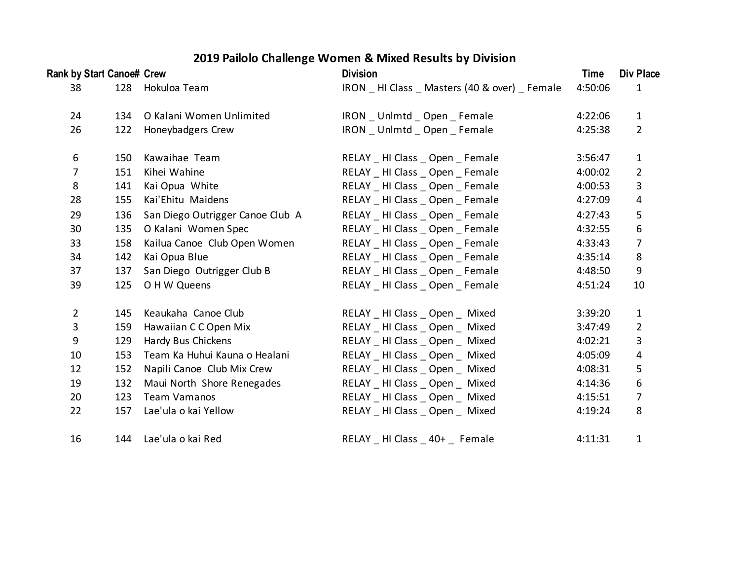# 2019 Pailolo Challenge Women & Mixed Results by Division

| Rank by Start | Canoe# | Crew | Division | Time | Div Place |
|---|---|---|---|---|---|
| 38 | 128 | Hokuloa Team | IRON _ HI Class _ Masters (40 & over) _ Female | 4:50:06 | 1 |
| | | | | | |
| 24 | 134 | O Kalani Women Unlimited | IRON _ Unlmtd _ Open _ Female | 4:22:06 | 1 |
| 26 | 122 | Honeybadgers Crew | IRON _ Unlmtd _ Open _ Female | 4:25:38 | 2 |
| | | | | | |
| 6 | 150 | Kawaihae Team | RELAY _ HI Class _ Open _ Female | 3:56:47 | 1 |
| 7 | 151 | Kihei Wahine | RELAY _ HI Class _ Open _ Female | 4:00:02 | 2 |
| 8 | 141 | Kai Opua White | RELAY _ HI Class _ Open _ Female | 4:00:53 | 3 |
| 28 | 155 | Kai'Ehitu Maidens | RELAY _ HI Class _ Open _ Female | 4:27:09 | 4 |
| 29 | 136 | San Diego Outrigger Canoe Club A | RELAY _ HI Class _ Open _ Female | 4:27:43 | 5 |
| 30 | 135 | O Kalani Women Spec | RELAY _ HI Class _ Open _ Female | 4:32:55 | 6 |
| 33 | 158 | Kailua Canoe Club Open Women | RELAY _ HI Class _ Open _ Female | 4:33:43 | 7 |
| 34 | 142 | Kai Opua Blue | RELAY _ HI Class _ Open _ Female | 4:35:14 | 8 |
| 37 | 137 | San Diego Outrigger Club B | RELAY _ HI Class _ Open _ Female | 4:48:50 | 9 |
| 39 | 125 | O H W Queens | RELAY _ HI Class _ Open _ Female | 4:51:24 | 10 |
| | | | | | |
| 2 | 145 | Keaukaha Canoe Club | RELAY _ HI Class _ Open _ Mixed | 3:39:20 | 1 |
| 3 | 159 | Hawaiian C C Open Mix | RELAY _ HI Class _ Open _ Mixed | 3:47:49 | 2 |
| 9 | 129 | Hardy Bus Chickens | RELAY _ HI Class _ Open _ Mixed | 4:02:21 | 3 |
| 10 | 153 | Team Ka Huhui Kauna o Healani | RELAY _ HI Class _ Open _ Mixed | 4:05:09 | 4 |
| 12 | 152 | Napili Canoe Club Mix Crew | RELAY _ HI Class _ Open _ Mixed | 4:08:31 | 5 |
| 19 | 132 | Maui North Shore Renegades | RELAY _ HI Class _ Open _ Mixed | 4:14:36 | 6 |
| 20 | 123 | Team Vamanos | RELAY _ HI Class _ Open _ Mixed | 4:15:51 | 7 |
| 22 | 157 | Lae'ula o kai Yellow | RELAY _ HI Class _ Open _ Mixed | 4:19:24 | 8 |
| | | | | | |
| 16 | 144 | Lae'ula o kai Red | RELAY _ HI Class _ 40+ _ Female | 4:11:31 | 1 |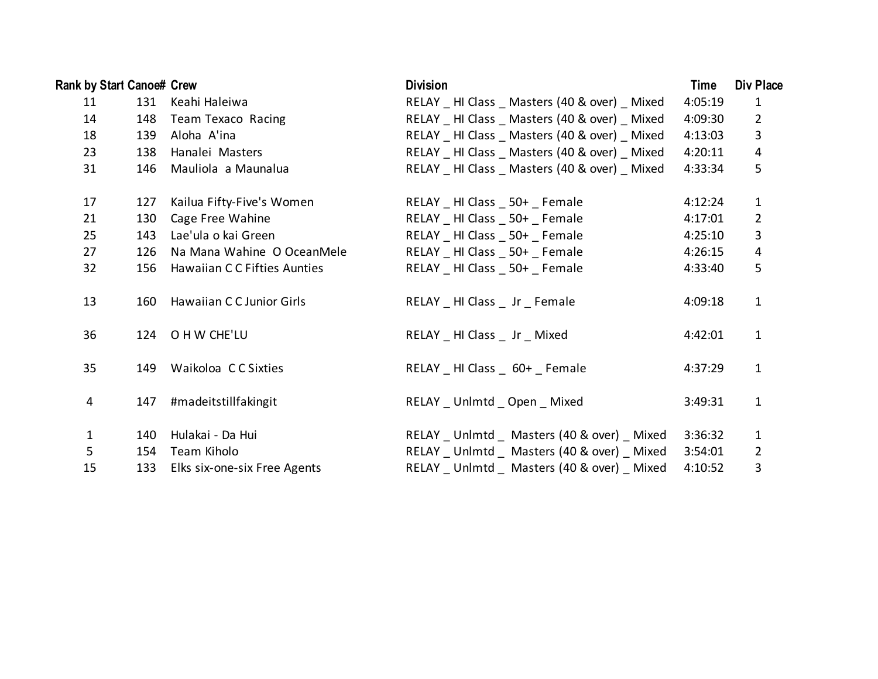| Rank by Start | Canoe# | Crew | Division | Time | Div Place |
| --- | --- | --- | --- | --- | --- |
| 11 | 131 | Keahi Haleiwa | RELAY _ HI Class _ Masters (40 & over) _ Mixed | 4:05:19 | 1 |
| 14 | 148 | Team Texaco Racing | RELAY _ HI Class _ Masters (40 & over) _ Mixed | 4:09:30 | 2 |
| 18 | 139 | Aloha A'ina | RELAY _ HI Class _ Masters (40 & over) _ Mixed | 4:13:03 | 3 |
| 23 | 138 | Hanalei Masters | RELAY _ HI Class _ Masters (40 & over) _ Mixed | 4:20:11 | 4 |
| 31 | 146 | Mauliola a Maunalua | RELAY _ HI Class _ Masters (40 & over) _ Mixed | 4:33:34 | 5 |
| | | | | | |
| 17 | 127 | Kailua Fifty-Five's Women | RELAY _ HI Class _ 50+ _ Female | 4:12:24 | 1 |
| 21 | 130 | Cage Free Wahine | RELAY _ HI Class _ 50+ _ Female | 4:17:01 | 2 |
| 25 | 143 | Lae'ula o kai Green | RELAY _ HI Class _ 50+ _ Female | 4:25:10 | 3 |
| 27 | 126 | Na Mana Wahine O OceanMele | RELAY _ HI Class _ 50+ _ Female | 4:26:15 | 4 |
| 32 | 156 | Hawaiian C C Fifties Aunties | RELAY _ HI Class _ 50+ _ Female | 4:33:40 | 5 |
| | | | | | |
| 13 | 160 | Hawaiian C C Junior Girls | RELAY _ HI Class _ Jr _ Female | 4:09:18 | 1 |
| | | | | | |
| 36 | 124 | O H W CHE'LU | RELAY _ HI Class _ Jr _ Mixed | 4:42:01 | 1 |
| | | | | | |
| 35 | 149 | Waikoloa C C Sixties | RELAY _ HI Class _ 60+ _ Female | 4:37:29 | 1 |
| | | | | | |
| 4 | 147 | #madeitstillfakingit | RELAY _ Unlmtd _ Open _ Mixed | 3:49:31 | 1 |
| | | | | | |
| 1 | 140 | Hulakai - Da Hui | RELAY _ Unlmtd _ Masters (40 & over) _ Mixed | 3:36:32 | 1 |
| 5 | 154 | Team Kiholo | RELAY _ Unlmtd _ Masters (40 & over) _ Mixed | 3:54:01 | 2 |
| 15 | 133 | Elks six-one-six Free Agents | RELAY _ Unlmtd _ Masters (40 & over) _ Mixed | 4:10:52 | 3 |